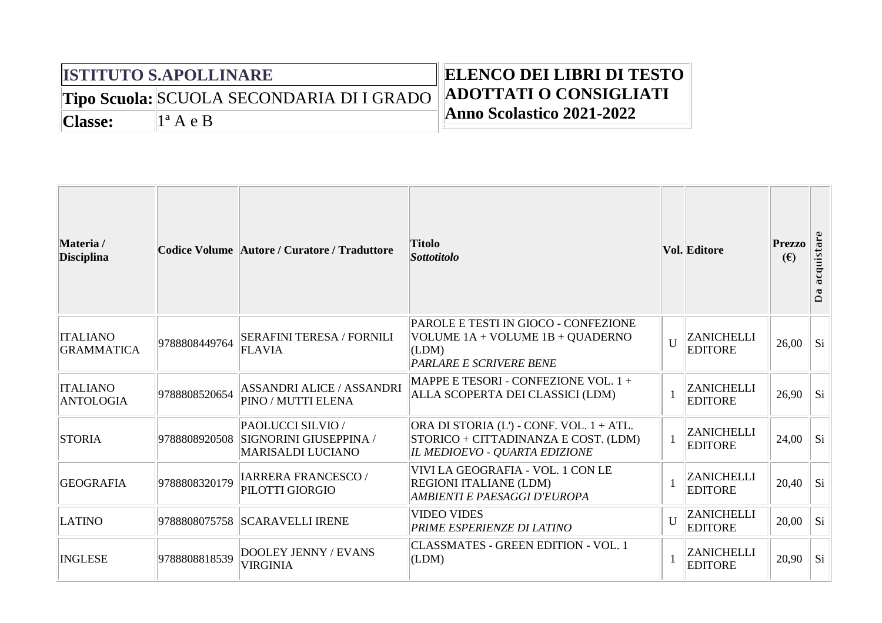| **ISTITUTO S.APOLLINARE** | |
|---|---|
| **Tipo Scuola:** | SCUOLA SECONDARIA DI I GRADO |
| **Classe:** | 1ª A e B |

**ELENCO DEI LIBRI DI TESTO ADOTTATI O CONSIGLIATI**
**Anno Scolastico 2021-2022**

| Materia / Disciplina | Codice Volume | Autore / Curatore / Traduttore | Titolo *Sottotitolo* | Vol. | Editore | Prezzo (€) | Da acquistare |
|---|---|---|---|---|---|---|---|
| ITALIANO GRAMMATICA | 9788808449764 | SERAFINI TERESA / FORNILI FLAVIA | PAROLE E TESTI IN GIOCO - CONFEZIONE VOLUME 1A + VOLUME 1B + QUADERNO (LDM) *PARLARE E SCRIVERE BENE* | U | ZANICHELLI EDITORE | 26,00 | Si |
| ITALIANO ANTOLOGIA | 9788808520654 | ASSANDRI ALICE / ASSANDRI PINO / MUTTI ELENA | MAPPE E TESORI - CONFEZIONE VOL. 1 + ALLA SCOPERTA DEI CLASSICI (LDM) | 1 | ZANICHELLI EDITORE | 26,90 | Si |
| STORIA | 9788808920508 | PAOLUCCI SILVIO / SIGNORINI GIUSEPPINA / MARISALDI LUCIANO | ORA DI STORIA (L') - CONF. VOL. 1 + ATL. STORICO + CITTADINANZA E COST. (LDM) *IL MEDIOEVO - QUARTA EDIZIONE* | 1 | ZANICHELLI EDITORE | 24,00 | Si |
| GEOGRAFIA | 9788808320179 | IARRERA FRANCESCO / PILOTTI GIORGIO | VIVI LA GEOGRAFIA - VOL. 1 CON LE REGIONI ITALIANE (LDM) *AMBIENTI E PAESAGGI D'EUROPA* | 1 | ZANICHELLI EDITORE | 20,40 | Si |
| LATINO | 9788808075758 | SCARAVELLI IRENE | VIDEO VIDES *PRIME ESPERIENZE DI LATINO* | U | ZANICHELLI EDITORE | 20,00 | Si |
| INGLESE | 9788808818539 | DOOLEY JENNY / EVANS VIRGINIA | CLASSMATES - GREEN EDITION - VOL. 1 (LDM) | 1 | ZANICHELLI EDITORE | 20,90 | Si |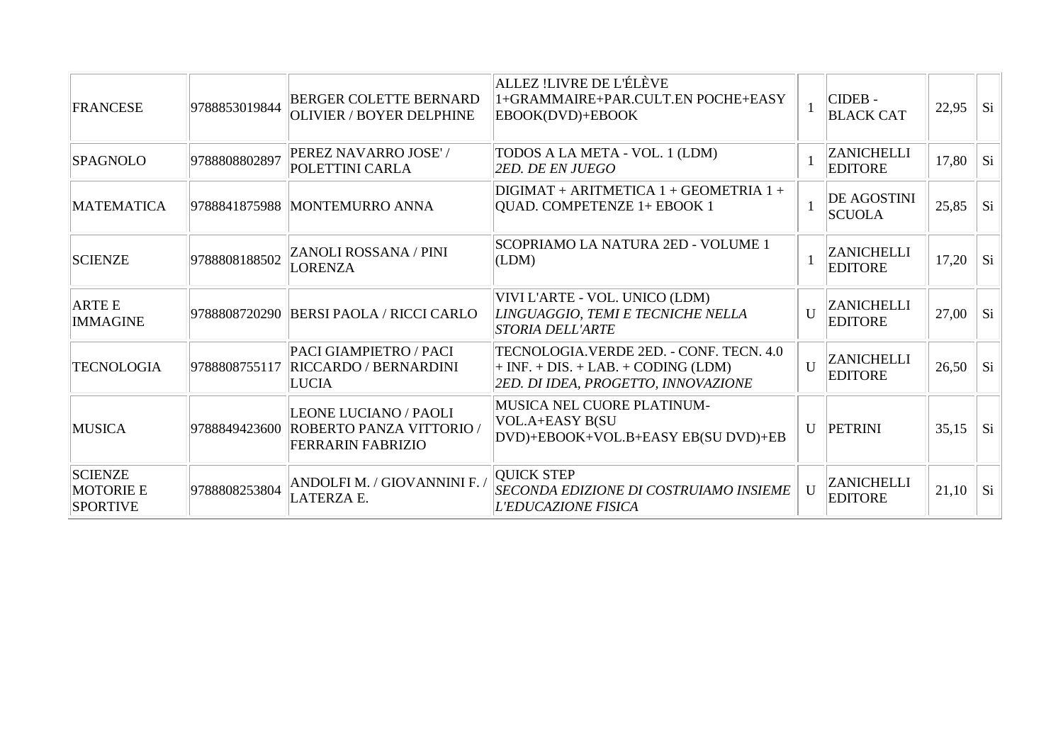| | | | | | | | |
|---|---|---|---|---|---|---|---|
| FRANCESE | 9788853019844 | BERGER COLETTE BERNARD OLIVIER / BOYER DELPHINE | ALLEZ !LIVRE DE L'ÉLÈVE 1+GRAMMAIRE+PAR.CULT.EN POCHE+EASY EBOOK(DVD)+EBOOK | 1 | CIDEB - BLACK CAT | 22,95 | Si |
| SPAGNOLO | 9788808802897 | PEREZ NAVARRO JOSE' / POLETTINI CARLA | TODOS A LA META - VOL. 1 (LDM) *2ED. DE EN JUEGO* | 1 | ZANICHELLI EDITORE | 17,80 | Si |
| MATEMATICA | 9788841875988 | MONTEMURRO ANNA | DIGIMAT + ARITMETICA 1 + GEOMETRIA 1 + QUAD. COMPETENZE 1+ EBOOK 1 | 1 | DE AGOSTINI SCUOLA | 25,85 | Si |
| SCIENZE | 9788808188502 | ZANOLI ROSSANA / PINI LORENZA | SCOPRIAMO LA NATURA 2ED - VOLUME 1 (LDM) | 1 | ZANICHELLI EDITORE | 17,20 | Si |
| ARTE E IMMAGINE | 9788808720290 | BERSI PAOLA / RICCI CARLO | VIVI L'ARTE - VOL. UNICO (LDM) *LINGUAGGIO, TEMI E TECNICHE NELLA STORIA DELL'ARTE* | U | ZANICHELLI EDITORE | 27,00 | Si |
| TECNOLOGIA | 9788808755117 | PACI GIAMPIETRO / PACI RICCARDO / BERNARDINI LUCIA | TECNOLOGIA.VERDE 2ED. - CONF. TECN. 4.0 + INF. + DIS. + LAB. + CODING (LDM) *2ED. DI IDEA, PROGETTO, INNOVAZIONE* | U | ZANICHELLI EDITORE | 26,50 | Si |
| MUSICA | 9788849423600 | LEONE LUCIANO / PAOLI ROBERTO PANZA VITTORIO / FERRARIN FABRIZIO | MUSICA NEL CUORE PLATINUM-VOL.A+EASY B(SU DVD)+EBOOK+VOL.B+EASY EB(SU DVD)+EB | U | PETRINI | 35,15 | Si |
| SCIENZE MOTORIE E SPORTIVE | 9788808253804 | ANDOLFI M. / GIOVANNINI F. / LATERZA E. | QUICK STEP *SECONDA EDIZIONE DI COSTRUIAMO INSIEME L'EDUCAZIONE FISICA* | U | ZANICHELLI EDITORE | 21,10 | Si |